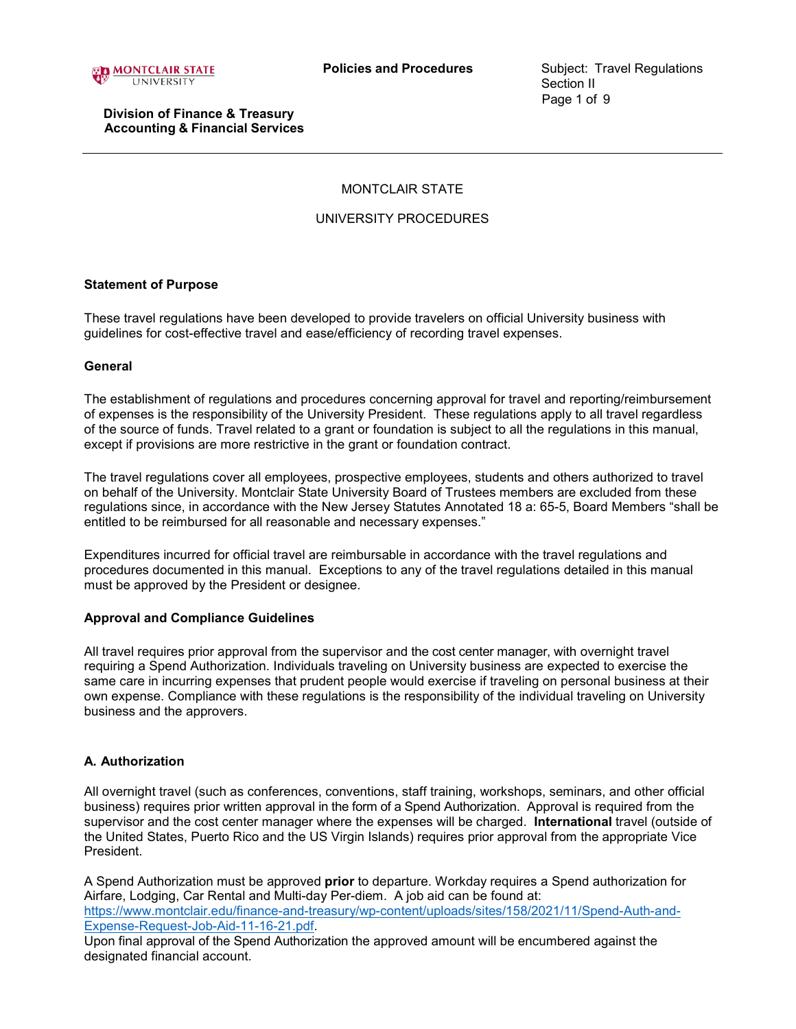Policies and Procedures

Subject: Travel Regulations
Section II

Division of Finance & Treasury
Accounting & Financial Services

MONTCLAIR STATE

UNIVERSITY PROCEDURES

### Statement of Purpose

These travel regulations have been developed to provide travelers on official University business with guidelines for cost-effective travel and ease/efficiency of recording travel expenses.

### General

The establishment of regulations and procedures concerning approval for travel and reporting/reimbursement of expenses is the responsibility of the University President. These regulations apply to all travel regardless of the source of funds. Travel related to a grant or foundation is subject to all the regulations in this manual, except if provisions are more restrictive in the grant or foundation contract.

The travel regulations cover all employees, prospective employees, students and others authorized to travel on behalf of the University. Montclair State University Board of Trustees members are excluded from these regulations since, in accordance with the New Jersey Statutes Annotated 18 a: 65-5, Board Members "shall be entitled to be reimbursed for all reasonable and necessary expenses."

Expenditures incurred for official travel are reimbursable in accordance with the travel regulations and procedures documented in this manual. Exceptions to any of the travel regulations detailed in this manual must be approved by the President or designee.

### Approval and Compliance Guidelines

All travel requires prior approval from the supervisor and the cost center manager, with overnight travel requiring a Spend Authorization. Individuals traveling on University business are expected to exercise the same care in incurring expenses that prudent people would exercise if traveling on personal business at their own expense. Compliance with these regulations is the responsibility of the individual traveling on University business and the approvers.

### A. Authorization

All overnight travel (such as conferences, conventions, staff training, workshops, seminars, and other official business) requires prior written approval in the form of a Spend Authorization. Approval is required from the supervisor and the cost center manager where the expenses will be charged. **International** travel (outside of the United States, Puerto Rico and the US Virgin Islands) requires prior approval from the appropriate Vice President.

A Spend Authorization must be approved **prior** to departure. Workday requires a Spend authorization for Airfare, Lodging, Car Rental and Multi-day Per-diem. A job aid can be found at: [https://www.montclair.edu/finance-and-treasury/wp-content/uploads/sites/158/2021/11/Spend-Auth-and-Expense-Request-Job-Aid-11-16-21.pdf](https://www.montclair.edu/finance-and-treasury/wp-content/uploads/sites/158/2021/11/Spend-Auth-and-Expense-Request-Job-Aid-11-16-21.pdf).
Upon final approval of the Spend Authorization the approved amount will be encumbered against the designated financial account.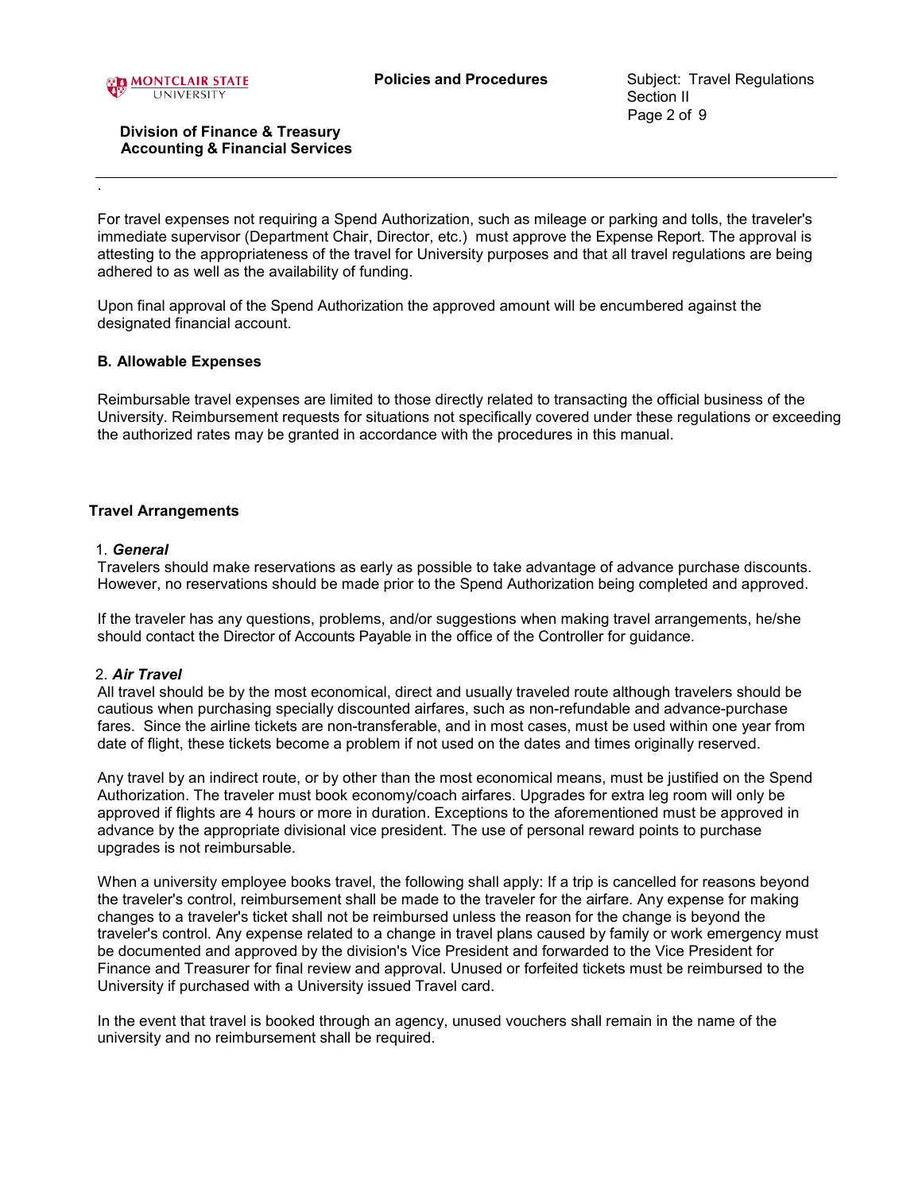For travel expenses not requiring a Spend Authorization, such as mileage or parking and tolls, the traveler's immediate supervisor (Department Chair, Director, etc.) must approve the Expense Report. The approval is attesting to the appropriateness of the travel for University purposes and that all travel regulations are being adhered to as well as the availability of funding.

Upon final approval of the Spend Authorization the approved amount will be encumbered against the designated financial account.

### B. Allowable Expenses

Reimbursable travel expenses are limited to those directly related to transacting the official business of the University. Reimbursement requests for situations not specifically covered under these regulations or exceeding the authorized rates may be granted in accordance with the procedures in this manual.

### Travel Arrangements

1. ***General***

Travelers should make reservations as early as possible to take advantage of advance purchase discounts. However, no reservations should be made prior to the Spend Authorization being completed and approved.

If the traveler has any questions, problems, and/or suggestions when making travel arrangements, he/she should contact the Director of Accounts Payable in the office of the Controller for guidance.

2. ***Air Travel***

All travel should be by the most economical, direct and usually traveled route although travelers should be cautious when purchasing specially discounted airfares, such as non-refundable and advance-purchase fares. Since the airline tickets are non-transferable, and in most cases, must be used within one year from date of flight, these tickets become a problem if not used on the dates and times originally reserved.

Any travel by an indirect route, or by other than the most economical means, must be justified on the Spend Authorization. The traveler must book economy/coach airfares. Upgrades for extra leg room will only be approved if flights are 4 hours or more in duration. Exceptions to the aforementioned must be approved in advance by the appropriate divisional vice president. The use of personal reward points to purchase upgrades is not reimbursable.

When a university employee books travel, the following shall apply: If a trip is cancelled for reasons beyond the traveler's control, reimbursement shall be made to the traveler for the airfare. Any expense for making changes to a traveler's ticket shall not be reimbursed unless the reason for the change is beyond the traveler's control. Any expense related to a change in travel plans caused by family or work emergency must be documented and approved by the division's Vice President and forwarded to the Vice President for Finance and Treasurer for final review and approval. Unused or forfeited tickets must be reimbursed to the University if purchased with a University issued Travel card.

In the event that travel is booked through an agency, unused vouchers shall remain in the name of the university and no reimbursement shall be required.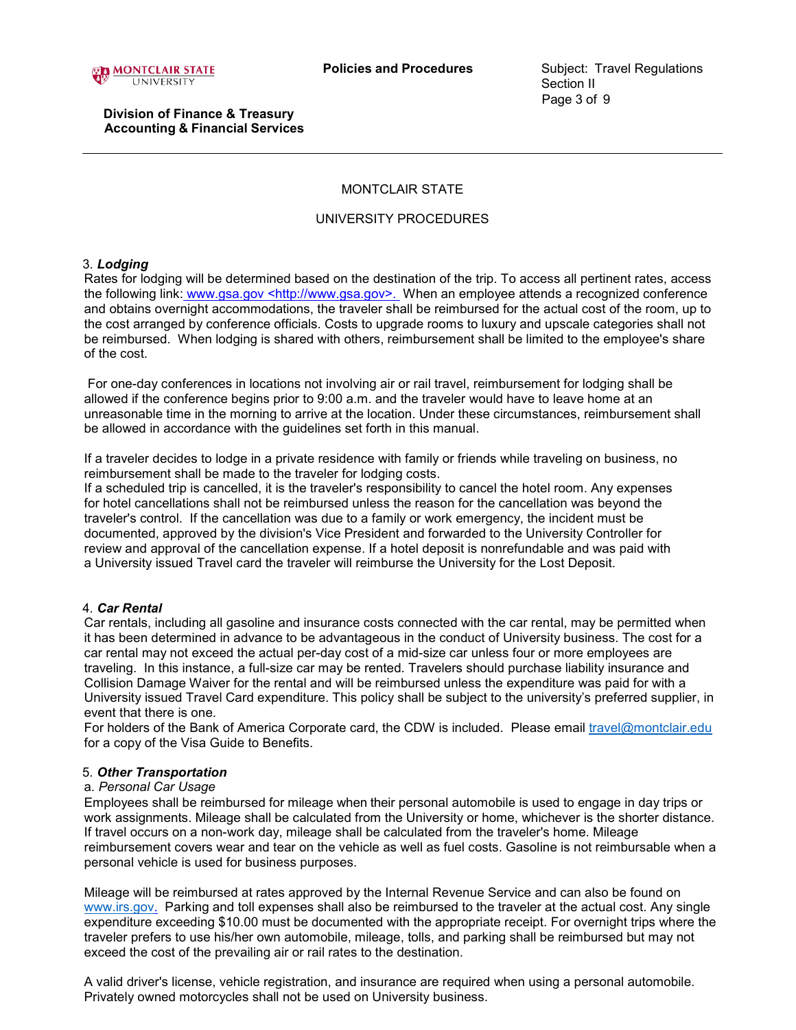MONTCLAIR STATE

UNIVERSITY PROCEDURES

3. ***Lodging***

Rates for lodging will be determined based on the destination of the trip. To access all pertinent rates, access the following link: www.gsa.gov <http://www.gsa.gov>. When an employee attends a recognized conference and obtains overnight accommodations, the traveler shall be reimbursed for the actual cost of the room, up to the cost arranged by conference officials. Costs to upgrade rooms to luxury and upscale categories shall not be reimbursed. When lodging is shared with others, reimbursement shall be limited to the employee's share of the cost.

For one-day conferences in locations not involving air or rail travel, reimbursement for lodging shall be allowed if the conference begins prior to 9:00 a.m. and the traveler would have to leave home at an unreasonable time in the morning to arrive at the location. Under these circumstances, reimbursement shall be allowed in accordance with the guidelines set forth in this manual.

If a traveler decides to lodge in a private residence with family or friends while traveling on business, no reimbursement shall be made to the traveler for lodging costs.

If a scheduled trip is cancelled, it is the traveler's responsibility to cancel the hotel room. Any expenses for hotel cancellations shall not be reimbursed unless the reason for the cancellation was beyond the traveler's control. If the cancellation was due to a family or work emergency, the incident must be documented, approved by the division's Vice President and forwarded to the University Controller for review and approval of the cancellation expense. If a hotel deposit is nonrefundable and was paid with a University issued Travel card the traveler will reimburse the University for the Lost Deposit.

4. ***Car Rental***

Car rentals, including all gasoline and insurance costs connected with the car rental, may be permitted when it has been determined in advance to be advantageous in the conduct of University business. The cost for a car rental may not exceed the actual per-day cost of a mid-size car unless four or more employees are traveling. In this instance, a full-size car may be rented. Travelers should purchase liability insurance and Collision Damage Waiver for the rental and will be reimbursed unless the expenditure was paid for with a University issued Travel Card expenditure. This policy shall be subject to the university's preferred supplier, in event that there is one.

For holders of the Bank of America Corporate card, the CDW is included. Please email travel@montclair.edu for a copy of the Visa Guide to Benefits.

5. ***Other Transportation***

a. *Personal Car Usage*

Employees shall be reimbursed for mileage when their personal automobile is used to engage in day trips or work assignments. Mileage shall be calculated from the University or home, whichever is the shorter distance. If travel occurs on a non-work day, mileage shall be calculated from the traveler's home. Mileage reimbursement covers wear and tear on the vehicle as well as fuel costs. Gasoline is not reimbursable when a personal vehicle is used for business purposes.

Mileage will be reimbursed at rates approved by the Internal Revenue Service and can also be found on www.irs.gov. Parking and toll expenses shall also be reimbursed to the traveler at the actual cost. Any single expenditure exceeding $10.00 must be documented with the appropriate receipt. For overnight trips where the traveler prefers to use his/her own automobile, mileage, tolls, and parking shall be reimbursed but may not exceed the cost of the prevailing air or rail rates to the destination.

A valid driver's license, vehicle registration, and insurance are required when using a personal automobile. Privately owned motorcycles shall not be used on University business.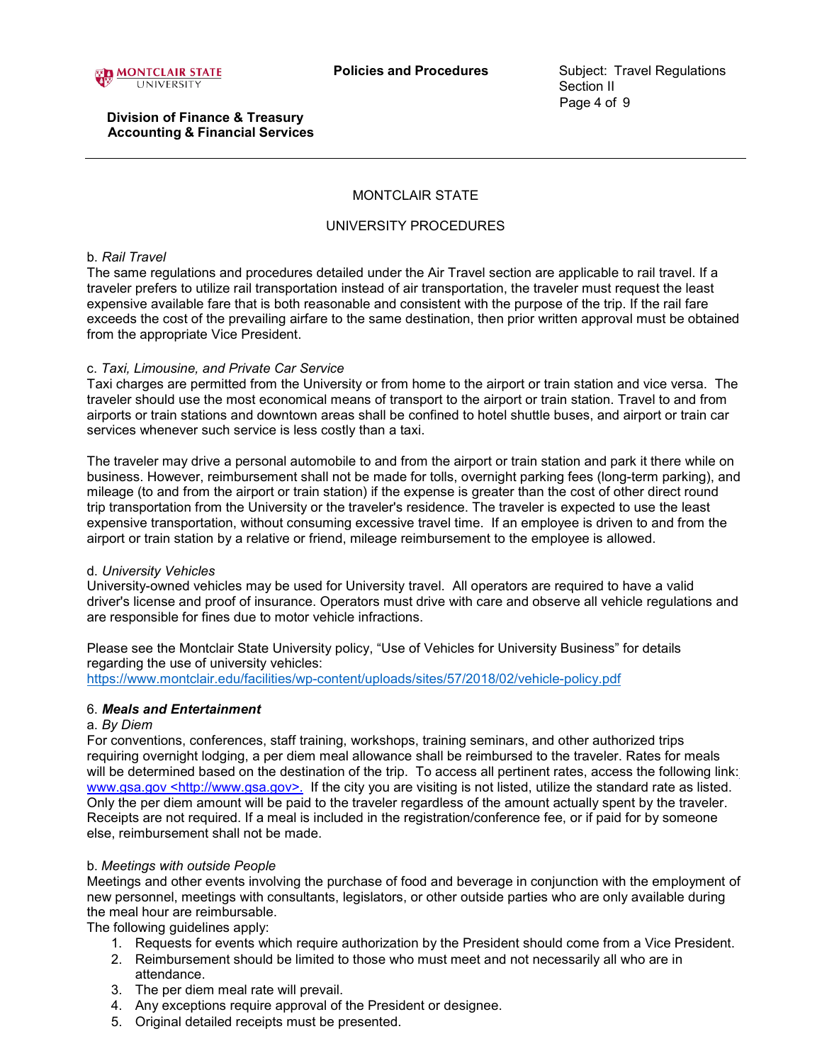MONTCLAIR STATE

UNIVERSITY PROCEDURES

b. *Rail Travel*
The same regulations and procedures detailed under the Air Travel section are applicable to rail travel. If a traveler prefers to utilize rail transportation instead of air transportation, the traveler must request the least expensive available fare that is both reasonable and consistent with the purpose of the trip. If the rail fare exceeds the cost of the prevailing airfare to the same destination, then prior written approval must be obtained from the appropriate Vice President.

c. *Taxi, Limousine, and Private Car Service*
Taxi charges are permitted from the University or from home to the airport or train station and vice versa. The traveler should use the most economical means of transport to the airport or train station. Travel to and from airports or train stations and downtown areas shall be confined to hotel shuttle buses, and airport or train car services whenever such service is less costly than a taxi.

The traveler may drive a personal automobile to and from the airport or train station and park it there while on business. However, reimbursement shall not be made for tolls, overnight parking fees (long-term parking), and mileage (to and from the airport or train station) if the expense is greater than the cost of other direct round trip transportation from the University or the traveler's residence. The traveler is expected to use the least expensive transportation, without consuming excessive travel time. If an employee is driven to and from the airport or train station by a relative or friend, mileage reimbursement to the employee is allowed.

d. *University Vehicles*
University-owned vehicles may be used for University travel. All operators are required to have a valid driver's license and proof of insurance. Operators must drive with care and observe all vehicle regulations and are responsible for fines due to motor vehicle infractions.

Please see the Montclair State University policy, "Use of Vehicles for University Business" for details regarding the use of university vehicles:
https://www.montclair.edu/facilities/wp-content/uploads/sites/57/2018/02/vehicle-policy.pdf

6. ***Meals and Entertainment***

a. *By Diem*
For conventions, conferences, staff training, workshops, training seminars, and other authorized trips requiring overnight lodging, a per diem meal allowance shall be reimbursed to the traveler. Rates for meals will be determined based on the destination of the trip. To access all pertinent rates, access the following link: www.gsa.gov <http://www.gsa.gov>. If the city you are visiting is not listed, utilize the standard rate as listed. Only the per diem amount will be paid to the traveler regardless of the amount actually spent by the traveler. Receipts are not required. If a meal is included in the registration/conference fee, or if paid for by someone else, reimbursement shall not be made.

b. *Meetings with outside People*
Meetings and other events involving the purchase of food and beverage in conjunction with the employment of new personnel, meetings with consultants, legislators, or other outside parties who are only available during the meal hour are reimbursable.
The following guidelines apply:

1. Requests for events which require authorization by the President should come from a Vice President.
2. Reimbursement should be limited to those who must meet and not necessarily all who are in attendance.
3. The per diem meal rate will prevail.
4. Any exceptions require approval of the President or designee.
5. Original detailed receipts must be presented.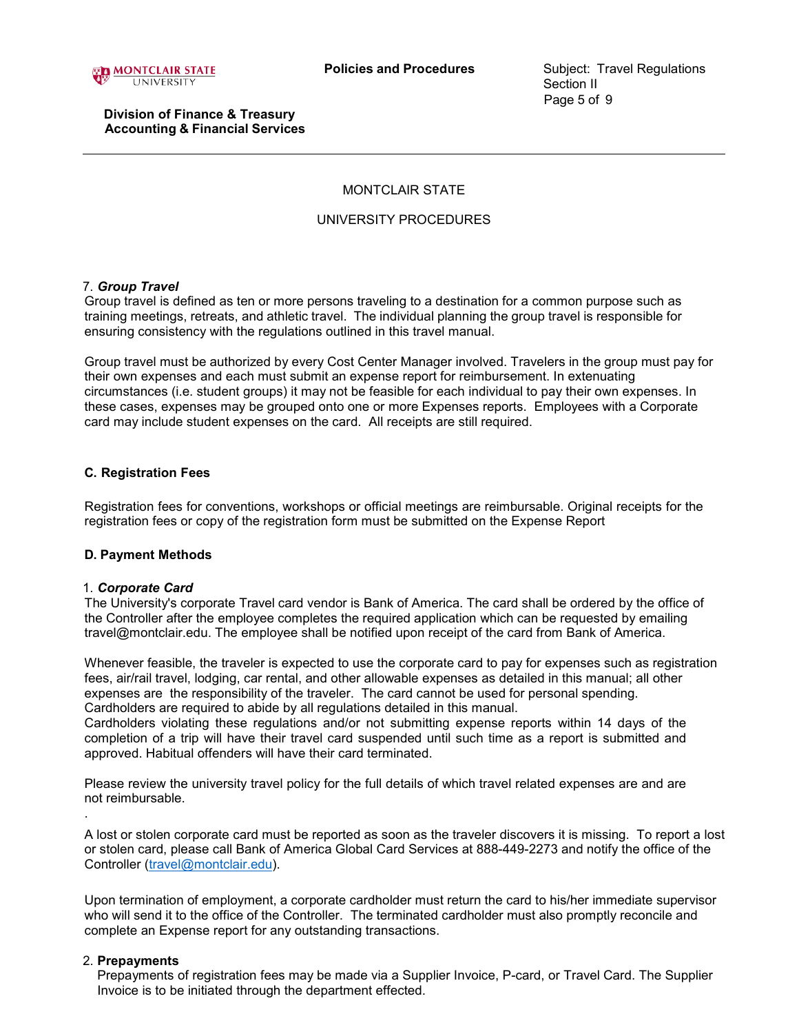MONTCLAIR STATE

UNIVERSITY PROCEDURES

7. ***Group Travel***
Group travel is defined as ten or more persons traveling to a destination for a common purpose such as training meetings, retreats, and athletic travel. The individual planning the group travel is responsible for ensuring consistency with the regulations outlined in this travel manual.

Group travel must be authorized by every Cost Center Manager involved. Travelers in the group must pay for their own expenses and each must submit an expense report for reimbursement. In extenuating circumstances (i.e. student groups) it may not be feasible for each individual to pay their own expenses. In these cases, expenses may be grouped onto one or more Expenses reports. Employees with a Corporate card may include student expenses on the card. All receipts are still required.

**C. Registration Fees**

Registration fees for conventions, workshops or official meetings are reimbursable. Original receipts for the registration fees or copy of the registration form must be submitted on the Expense Report

**D. Payment Methods**

1. ***Corporate Card***
The University's corporate Travel card vendor is Bank of America. The card shall be ordered by the office of the Controller after the employee completes the required application which can be requested by emailing travel@montclair.edu. The employee shall be notified upon receipt of the card from Bank of America.

Whenever feasible, the traveler is expected to use the corporate card to pay for expenses such as registration fees, air/rail travel, lodging, car rental, and other allowable expenses as detailed in this manual; all other expenses are the responsibility of the traveler. The card cannot be used for personal spending. Cardholders are required to abide by all regulations detailed in this manual.
Cardholders violating these regulations and/or not submitting expense reports within 14 days of the completion of a trip will have their travel card suspended until such time as a report is submitted and approved. Habitual offenders will have their card terminated.

Please review the university travel policy for the full details of which travel related expenses are and are not reimbursable.

.

A lost or stolen corporate card must be reported as soon as the traveler discovers it is missing. To report a lost or stolen card, please call Bank of America Global Card Services at 888-449-2273 and notify the office of the Controller (travel@montclair.edu).

Upon termination of employment, a corporate cardholder must return the card to his/her immediate supervisor who will send it to the office of the Controller. The terminated cardholder must also promptly reconcile and complete an Expense report for any outstanding transactions.

2. **Prepayments**
Prepayments of registration fees may be made via a Supplier Invoice, P-card, or Travel Card. The Supplier Invoice is to be initiated through the department effected.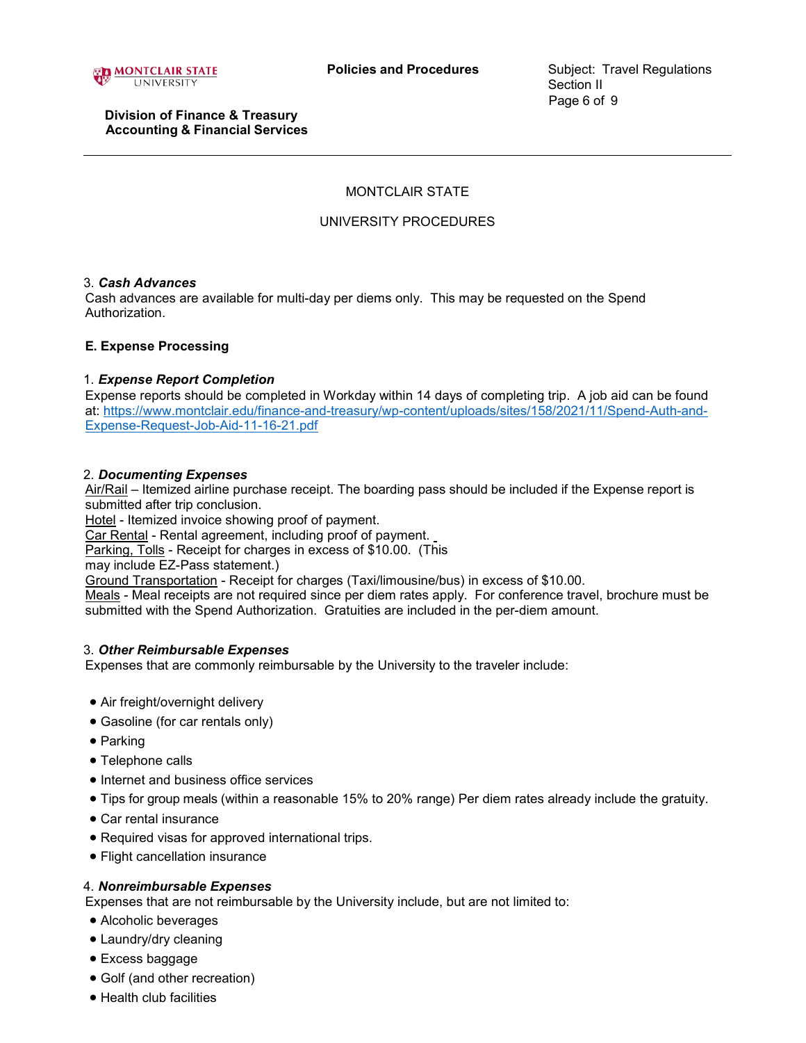MONTCLAIR STATE

UNIVERSITY PROCEDURES

3. ***Cash Advances***
Cash advances are available for multi-day per diems only. This may be requested on the Spend Authorization.

**E. Expense Processing**

1. ***Expense Report Completion***
Expense reports should be completed in Workday within 14 days of completing trip. A job aid can be found at: [https://www.montclair.edu/finance-and-treasury/wp-content/uploads/sites/158/2021/11/Spend-Auth-and-Expense-Request-Job-Aid-11-16-21.pdf](https://www.montclair.edu/finance-and-treasury/wp-content/uploads/sites/158/2021/11/Spend-Auth-and-Expense-Request-Job-Aid-11-16-21.pdf)

2. ***Documenting Expenses***
Air/Rail – Itemized airline purchase receipt. The boarding pass should be included if the Expense report is submitted after trip conclusion.
Hotel - Itemized invoice showing proof of payment.
Car Rental - Rental agreement, including proof of payment.
Parking, Tolls - Receipt for charges in excess of $10.00. (This may include EZ-Pass statement.)
Ground Transportation - Receipt for charges (Taxi/limousine/bus) in excess of $10.00.
Meals - Meal receipts are not required since per diem rates apply. For conference travel, brochure must be submitted with the Spend Authorization. Gratuities are included in the per-diem amount.

3. ***Other Reimbursable Expenses***
Expenses that are commonly reimbursable by the University to the traveler include:

- Air freight/overnight delivery
- Gasoline (for car rentals only)
- Parking
- Telephone calls
- Internet and business office services
- Tips for group meals (within a reasonable 15% to 20% range) Per diem rates already include the gratuity.
- Car rental insurance
- Required visas for approved international trips.
- Flight cancellation insurance

4. ***Nonreimbursable Expenses***
Expenses that are not reimbursable by the University include, but are not limited to:

- Alcoholic beverages
- Laundry/dry cleaning
- Excess baggage
- Golf (and other recreation)
- Health club facilities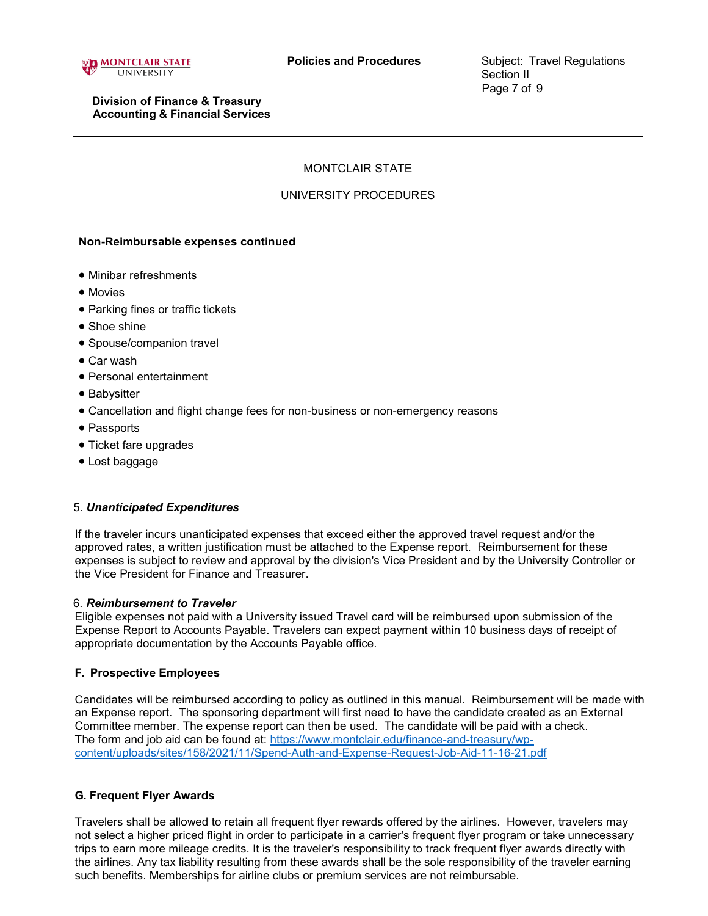MONTCLAIR STATE

UNIVERSITY PROCEDURES

**Non-Reimbursable expenses continued**

- Minibar refreshments
- Movies
- Parking fines or traffic tickets
- Shoe shine
- Spouse/companion travel
- Car wash
- Personal entertainment
- Babysitter
- Cancellation and flight change fees for non-business or non-emergency reasons
- Passports
- Ticket fare upgrades
- Lost baggage

5. ***Unanticipated Expenditures***

If the traveler incurs unanticipated expenses that exceed either the approved travel request and/or the approved rates, a written justification must be attached to the Expense report. Reimbursement for these expenses is subject to review and approval by the division's Vice President and by the University Controller or the Vice President for Finance and Treasurer.

6. ***Reimbursement to Traveler***

Eligible expenses not paid with a University issued Travel card will be reimbursed upon submission of the Expense Report to Accounts Payable. Travelers can expect payment within 10 business days of receipt of appropriate documentation by the Accounts Payable office.

**F. Prospective Employees**

Candidates will be reimbursed according to policy as outlined in this manual. Reimbursement will be made with an Expense report. The sponsoring department will first need to have the candidate created as an External Committee member. The expense report can then be used. The candidate will be paid with a check. The form and job aid can be found at: https://www.montclair.edu/finance-and-treasury/wp-content/uploads/sites/158/2021/11/Spend-Auth-and-Expense-Request-Job-Aid-11-16-21.pdf

**G. Frequent Flyer Awards**

Travelers shall be allowed to retain all frequent flyer rewards offered by the airlines. However, travelers may not select a higher priced flight in order to participate in a carrier's frequent flyer program or take unnecessary trips to earn more mileage credits. It is the traveler's responsibility to track frequent flyer awards directly with the airlines. Any tax liability resulting from these awards shall be the sole responsibility of the traveler earning such benefits. Memberships for airline clubs or premium services are not reimbursable.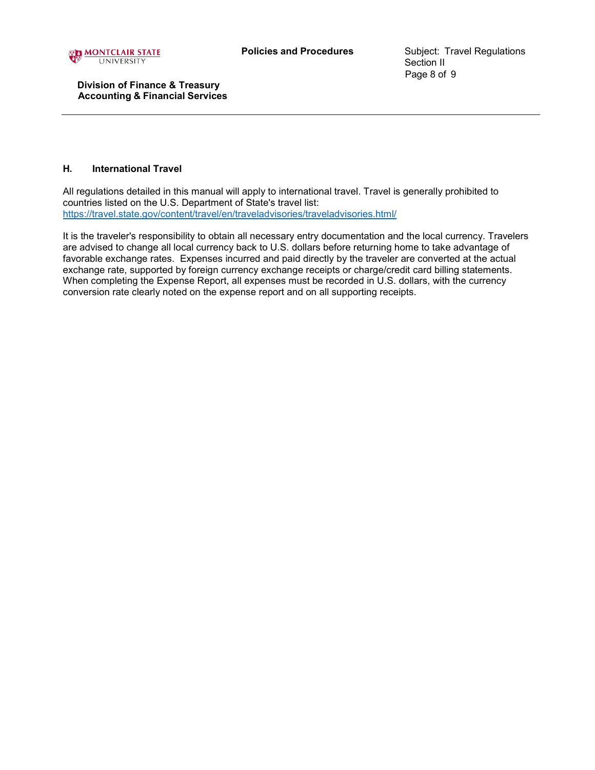### H. International Travel

All regulations detailed in this manual will apply to international travel. Travel is generally prohibited to countries listed on the U.S. Department of State's travel list: https://travel.state.gov/content/travel/en/traveladvisories/traveladvisories.html/

It is the traveler's responsibility to obtain all necessary entry documentation and the local currency. Travelers are advised to change all local currency back to U.S. dollars before returning home to take advantage of favorable exchange rates. Expenses incurred and paid directly by the traveler are converted at the actual exchange rate, supported by foreign currency exchange receipts or charge/credit card billing statements. When completing the Expense Report, all expenses must be recorded in U.S. dollars, with the currency conversion rate clearly noted on the expense report and on all supporting receipts.